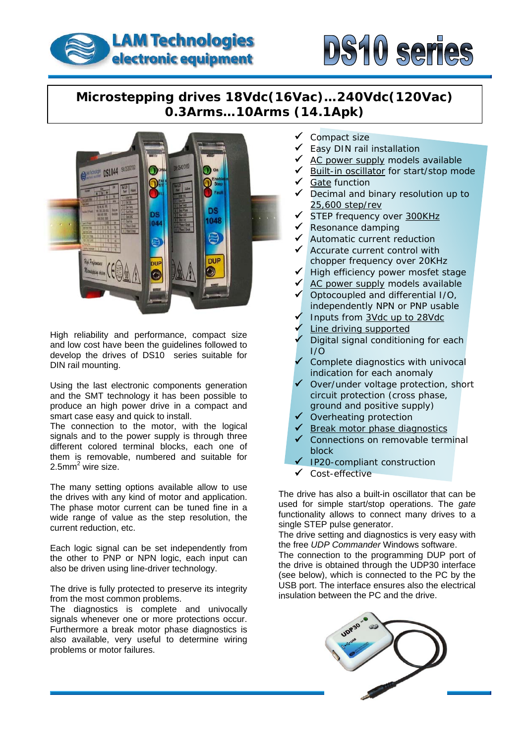# LAM Technologies electronic equipment

# DS10 series

## Microstepping drives 18Vdc(16Vac)…240Vdc(120Vac) 0.3Arms…10Arms (14.1Apk)

- ✓ Compact size
- ✓ Easy DIN rail installation
- ✓ AC power supply models available
- ✓ Built-in oscillator for start/stop mode
- ✓ Gate function
- ✓ Decimal and binary resolution up to 25,600 step/rev
- ✓ STEP frequency over 300KHz
- ✓ Resonance damping
- ✓ Automatic current reduction
- ✓ Accurate current control with chopper frequency over 20KHz
- ✓ High efficiency power mosfet stage
- ✓ AC power supply models available
- ✓ Optocoupled and differential I/O, independently NPN or PNP usable
- ✓ Inputs from 3Vdc up to 28Vdc
- ✓ Line driving supported
- ✓ Digital signal conditioning for each I/O
- ✓ Complete diagnostics with univocal indication for each anomaly
- ✓ Over/under voltage protection, short circuit protection (cross phase, ground and positive supply)
- ✓ Overheating protection
- ✓ Break motor phase diagnostics
- ✓ Connections on removable terminal block
- ✓ IP20-compliant construction
- ✓ Cost-effective

High reliability and performance, compact size and low cost have been the guidelines followed to develop the drives of DS10 series suitable for DIN rail mounting.

Using the last electronic components generation and the SMT technology it has been possible to produce an high power drive in a compact and smart case easy and quick to install.
The connection to the motor, with the logical signals and to the power supply is through three different colored terminal blocks, each one of them is removable, numbered and suitable for 2.5mm$^2$ wire size.

The many setting options available allow to use the drives with any kind of motor and application. The phase motor current can be tuned fine in a wide range of value as the step resolution, the current reduction, etc.

Each logic signal can be set independently from the other to PNP or NPN logic, each input can also be driven using line-driver technology.

The drive is fully protected to preserve its integrity from the most common problems.
The diagnostics is complete and univocally signals whenever one or more protections occur. Furthermore a break motor phase diagnostics is also available, very useful to determine wiring problems or motor failures.

The drive has also a built-in oscillator that can be used for simple start/stop operations. The *gate* functionality allows to connect many drives to a single STEP pulse generator.
The drive setting and diagnostics is very easy with the free *UDP Commander* Windows software.
The connection to the programming DUP port of the drive is obtained through the UDP30 interface (see below), which is connected to the PC by the USB port. The interface ensures also the electrical insulation between the PC and the drive.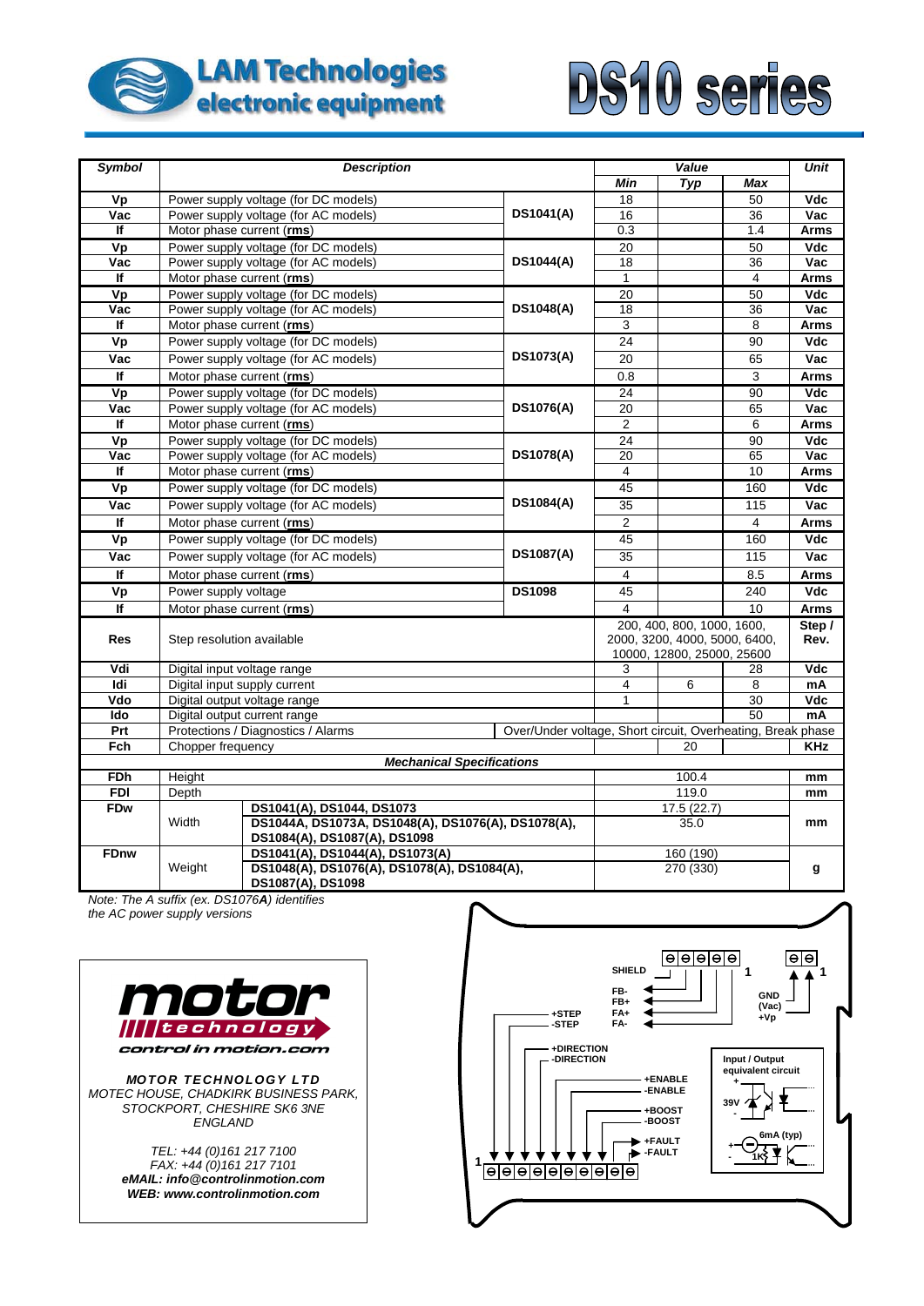# DS10 series

| Symbol | Description | | Value | | | Unit |
|---|---|---|---|---|---|---|
| | | | Min | Typ | Max | |
| Vp | Power supply voltage (for DC models) | DS1041(A) | 18 | | 50 | Vdc |
| Vac | Power supply voltage (for AC models) | | 16 | | 36 | Vac |
| If | Motor phase current (rms) | | 0.3 | | 1.4 | Arms |
| Vp | Power supply voltage (for DC models) | DS1044(A) | 20 | | 50 | Vdc |
| Vac | Power supply voltage (for AC models) | | 18 | | 36 | Vac |
| If | Motor phase current (rms) | | 1 | | 4 | Arms |
| Vp | Power supply voltage (for DC models) | DS1048(A) | 20 | | 50 | Vdc |
| Vac | Power supply voltage (for AC models) | | 18 | | 36 | Vac |
| If | Motor phase current (rms) | | 3 | | 8 | Arms |
| Vp | Power supply voltage (for DC models) | DS1073(A) | 24 | | 90 | Vdc |
| Vac | Power supply voltage (for AC models) | | 20 | | 65 | Vac |
| If | Motor phase current (rms) | | 0.8 | | 3 | Arms |
| Vp | Power supply voltage (for DC models) | DS1076(A) | 24 | | 90 | Vdc |
| Vac | Power supply voltage (for AC models) | | 20 | | 65 | Vac |
| If | Motor phase current (rms) | | 2 | | 6 | Arms |
| Vp | Power supply voltage (for DC models) | DS1078(A) | 24 | | 90 | Vdc |
| Vac | Power supply voltage (for AC models) | | 20 | | 65 | Vac |
| If | Motor phase current (rms) | | 4 | | 10 | Arms |
| Vp | Power supply voltage (for DC models) | DS1084(A) | 45 | | 160 | Vdc |
| Vac | Power supply voltage (for AC models) | | 35 | | 115 | Vac |
| If | Motor phase current (rms) | | 2 | | 4 | Arms |
| Vp | Power supply voltage (for DC models) | DS1087(A) | 45 | | 160 | Vdc |
| Vac | Power supply voltage (for AC models) | | 35 | | 115 | Vac |
| If | Motor phase current (rms) | | 4 | | 8.5 | Arms |
| Vp | Power supply voltage | DS1098 | 45 | | 240 | Vdc |
| If | Motor phase current (rms) | | 4 | | 10 | Arms |
| Res | Step resolution available | | 200, 400, 800, 1000, 1600, 2000, 3200, 4000, 5000, 6400, 10000, 12800, 25000, 25600 | | | Step / Rev. |
| Vdi | Digital input voltage range | | 3 | | 28 | Vdc |
| Idi | Digital input supply current | | 4 | 6 | 8 | mA |
| Vdo | Digital output voltage range | | 1 | | 30 | Vdc |
| Ido | Digital output current range | | | | 50 | mA |
| Prt | Protections / Diagnostics / Alarms | Over/Under voltage, Short circuit, Overheating, Break phase | | | | |
| Fch | Chopper frequency | | | 20 | | KHz |
| **Mechanical Specifications** | | | | | | |
| FDh | Height | | | 100.4 | | mm |
| FDl | Depth | | | 119.0 | | mm |
| FDw | Width | DS1041(A), DS1044, DS1073 | | 17.5 (22.7) | | mm |
| | | DS1044A, DS1073A, DS1048(A), DS1076(A), DS1078(A), DS1084(A), DS1087(A), DS1098 | | 35.0 | | mm |
| FDnw | Weight | DS1041(A), DS1044(A), DS1073(A) | | 160 (190) | | g |
| | | DS1048(A), DS1076(A), DS1078(A), DS1084(A), DS1087(A), DS1098 | | 270 (330) | | g |

*Note: The A suffix (ex. DS1076**A**) identifies the AC power supply versions*

**motor technology**
*control in motion.com*

***MOTOR TECHNOLOGY LTD***
*MOTEC HOUSE, CHADKIRK BUSINESS PARK,*
*STOCKPORT, CHESHIRE SK6 3NE*
*ENGLAND*

*TEL: +44 (0)161 217 7100*
*FAX: +44 (0)161 217 7101*
***eMAIL: info@controlinmotion.com***
***WEB: www.controlinmotion.com***

SHIELD
FB-
FB+
FA+
FA-
GND (Vac)
+Vp
1
1
+STEP
-STEP
+DIRECTION
-DIRECTION
+ENABLE
-ENABLE
+BOOST
-BOOST
+FAULT
-FAULT
1
Input / Output equivalent circuit
39V
6mA (typ)
1K